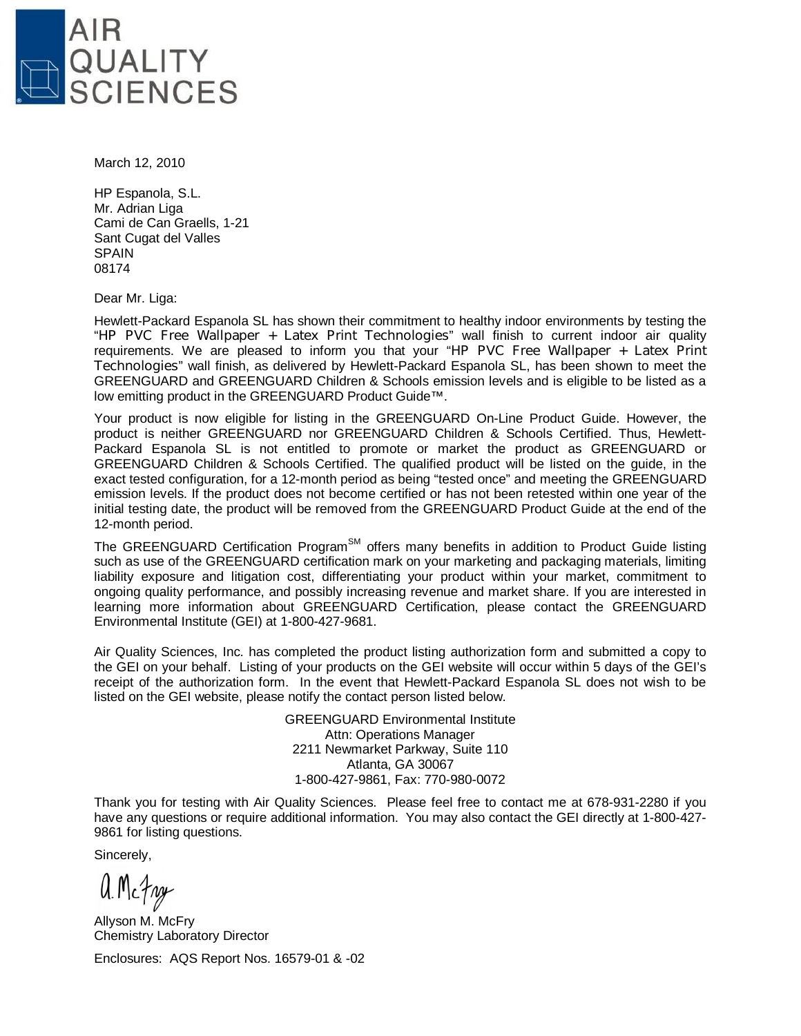# AIR QUALITY SCIENCES

March 12, 2010

HP Espanola, S.L.
Mr. Adrian Liga
Cami de Can Graells, 1-21
Sant Cugat del Valles
SPAIN
08174

Dear Mr. Liga:

Hewlett-Packard Espanola SL has shown their commitment to healthy indoor environments by testing the "HP PVC Free Wallpaper + Latex Print Technologies" wall finish to current indoor air quality requirements. We are pleased to inform you that your "HP PVC Free Wallpaper + Latex Print Technologies" wall finish, as delivered by Hewlett-Packard Espanola SL, has been shown to meet the GREENGUARD and GREENGUARD Children & Schools emission levels and is eligible to be listed as a low emitting product in the GREENGUARD Product Guide™.

Your product is now eligible for listing in the GREENGUARD On-Line Product Guide. However, the product is neither GREENGUARD nor GREENGUARD Children & Schools Certified. Thus, Hewlett-Packard Espanola SL is not entitled to promote or market the product as GREENGUARD or GREENGUARD Children & Schools Certified. The qualified product will be listed on the guide, in the exact tested configuration, for a 12-month period as being "tested once" and meeting the GREENGUARD emission levels. If the product does not become certified or has not been retested within one year of the initial testing date, the product will be removed from the GREENGUARD Product Guide at the end of the 12-month period.

The GREENGUARD Certification Program[SM] offers many benefits in addition to Product Guide listing such as use of the GREENGUARD certification mark on your marketing and packaging materials, limiting liability exposure and litigation cost, differentiating your product within your market, commitment to ongoing quality performance, and possibly increasing revenue and market share. If you are interested in learning more information about GREENGUARD Certification, please contact the GREENGUARD Environmental Institute (GEI) at 1-800-427-9681.

Air Quality Sciences, Inc. has completed the product listing authorization form and submitted a copy to the GEI on your behalf. Listing of your products on the GEI website will occur within 5 days of the GEI's receipt of the authorization form. In the event that Hewlett-Packard Espanola SL does not wish to be listed on the GEI website, please notify the contact person listed below.

GREENGUARD Environmental Institute
Attn: Operations Manager
2211 Newmarket Parkway, Suite 110
Atlanta, GA 30067
1-800-427-9861, Fax: 770-980-0072

Thank you for testing with Air Quality Sciences. Please feel free to contact me at 678-931-2280 if you have any questions or require additional information. You may also contact the GEI directly at 1-800-427-9861 for listing questions.

Sincerely,

A. McFry

Allyson M. McFry
Chemistry Laboratory Director

Enclosures: AQS Report Nos. 16579-01 & -02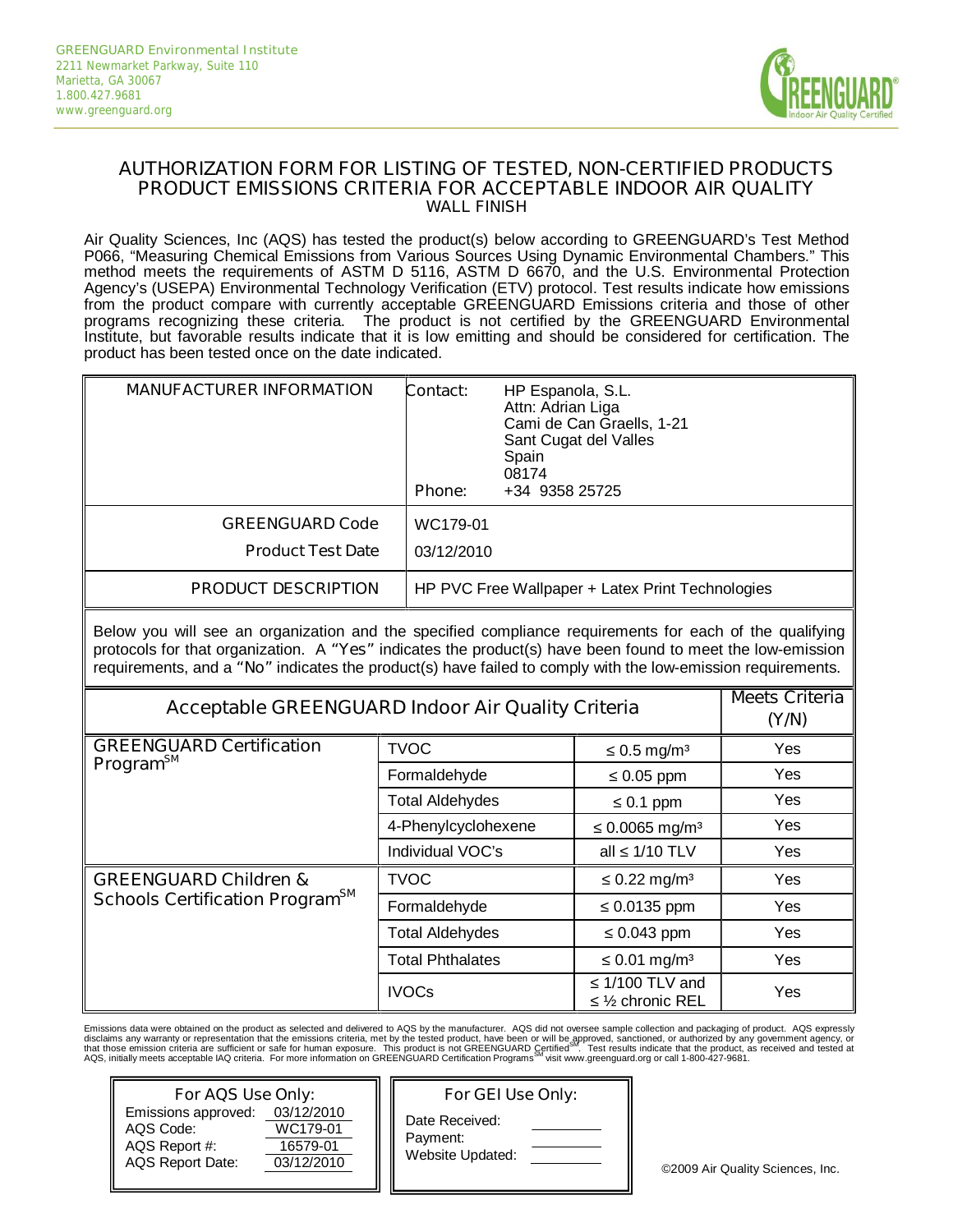GREENGUARD Environmental Institute
2211 Newmarket Parkway, Suite 110
Marietta, GA 30067
1.800.427.9681
www.greenguard.org

## AUTHORIZATION FORM FOR LISTING OF TESTED, NON-CERTIFIED PRODUCTS
## PRODUCT EMISSIONS CRITERIA FOR ACCEPTABLE INDOOR AIR QUALITY
### WALL FINISH

Air Quality Sciences, Inc (AQS) has tested the product(s) below according to GREENGUARD's Test Method P066, "Measuring Chemical Emissions from Various Sources Using Dynamic Environmental Chambers." This method meets the requirements of ASTM D 5116, ASTM D 6670, and the U.S. Environmental Protection Agency's (USEPA) Environmental Technology Verification (ETV) protocol. Test results indicate how emissions from the product compare with currently acceptable GREENGUARD Emissions criteria and those of other programs recognizing these criteria. The product is not certified by the GREENGUARD Environmental Institute, but favorable results indicate that it is low emitting and should be considered for certification. The product has been tested once on the date indicated.

| | |
|---|---|
| MANUFACTURER INFORMATION | Contact: HP Espanola, S.L.<br>Attn: Adrian Liga<br>Cami de Can Graells, 1-21<br>Sant Cugat del Valles<br>Spain<br>08174<br>Phone: +34 9358 25725 |
| GREENGUARD Code | WC179-01 |
| Product Test Date | 03/12/2010 |
| PRODUCT DESCRIPTION | HP PVC Free Wallpaper + Latex Print Technologies |

Below you will see an organization and the specified compliance requirements for each of the qualifying protocols for that organization. A "Yes" indicates the product(s) have been found to meet the low-emission requirements, and a "No" indicates the product(s) have failed to comply with the low-emission requirements.

| Acceptable GREENGUARD Indoor Air Quality Criteria | | | Meets Criteria (Y/N) |
|---|---|---|---|
| GREENGUARD Certification Program[SM] | TVOC | ≤ 0.5 mg/m³ | Yes |
| | Formaldehyde | ≤ 0.05 ppm | Yes |
| | Total Aldehydes | ≤ 0.1 ppm | Yes |
| | 4-Phenylcyclohexene | ≤ 0.0065 mg/m³ | Yes |
| | Individual VOC's | all ≤ 1/10 TLV | Yes |
| GREENGUARD Children & Schools Certification Program[SM] | TVOC | ≤ 0.22 mg/m³ | Yes |
| | Formaldehyde | ≤ 0.0135 ppm | Yes |
| | Total Aldehydes | ≤ 0.043 ppm | Yes |
| | Total Phthalates | ≤ 0.01 mg/m³ | Yes |
| | IVOCs | ≤ 1/100 TLV and ≤ ½ chronic REL | Yes |

Emissions data were obtained on the product as selected and delivered to AQS by the manufacturer. AQS did not oversee sample collection and packaging of product. AQS expressly disclaims any warranty or representation that the emissions criteria, met by the tested product, have been or will be approved, sanctioned, or authorized by any government agency, or that those emission criteria are sufficient or safe for human exposure. This product is not GREENGUARD Certified[SM]. Test results indicate that the product, as received and tested at AQS, initially meets acceptable IAQ criteria. For more information on GREENGUARD Certification Programs[SM] visit www.greenguard.org or call 1-800-427-9681.

**For AQS Use Only:**

| | |
|---|---|
| Emissions approved: | 03/12/2010 |
| AQS Code: | WC179-01 |
| AQS Report #: | 16579-01 |
| AQS Report Date: | 03/12/2010 |

**For GEI Use Only:**

| | |
|---|---|
| Date Received: | |
| Payment: | |
| Website Updated: | |

©2009 Air Quality Sciences, Inc.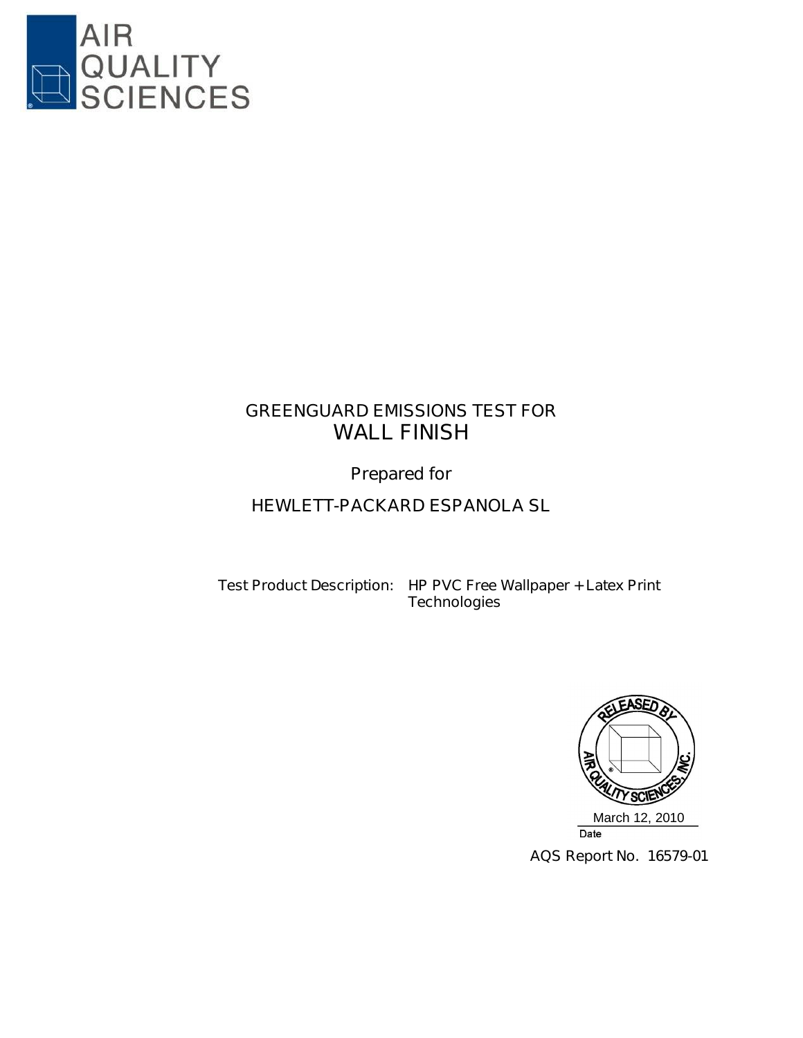AIR QUALITY SCIENCES

GREENGUARD EMISSIONS TEST FOR
# WALL FINISH

Prepared for

HEWLETT-PACKARD ESPANOLA SL

Test Product Description: HP PVC Free Wallpaper + Latex Print Technologies

RELEASED BY AIR QUALITY SCIENCES, INC.

March 12, 2010
Date

AQS Report No. 16579-01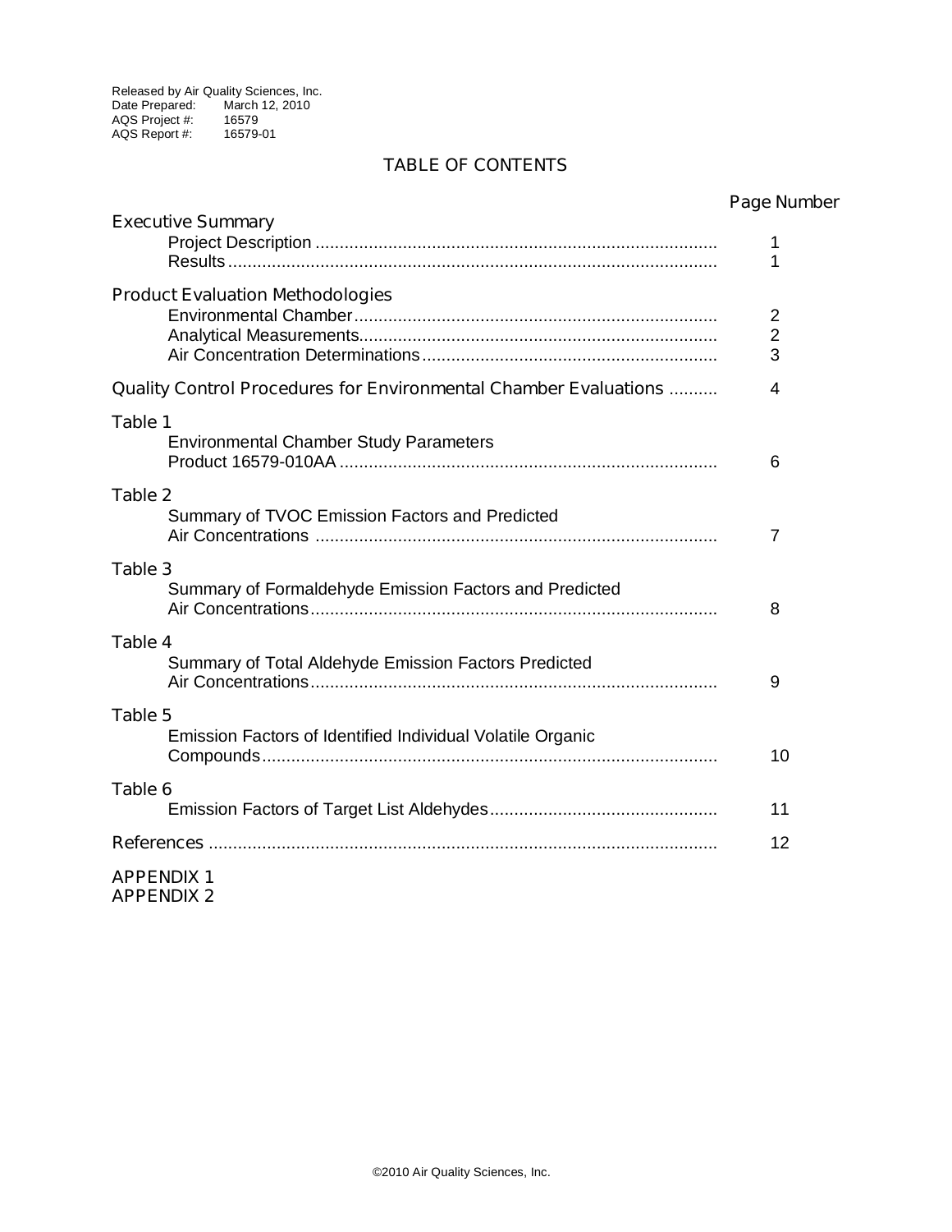Released by Air Quality Sciences, Inc.
Date Prepared: March 12, 2010
AQS Project #: 16579
AQS Report #: 16579-01

# TABLE OF CONTENTS

| | Page Number |
|---|---|
| **Executive Summary** | |
| Project Description | 1 |
| Results | 1 |
| **Product Evaluation Methodologies** | |
| Environmental Chamber | 2 |
| Analytical Measurements | 2 |
| Air Concentration Determinations | 3 |
| **Quality Control Procedures for Environmental Chamber Evaluations** | 4 |
| **Table 1** | |
| Environmental Chamber Study Parameters Product 16579-010AA | 6 |
| **Table 2** | |
| Summary of TVOC Emission Factors and Predicted Air Concentrations | 7 |
| **Table 3** | |
| Summary of Formaldehyde Emission Factors and Predicted Air Concentrations | 8 |
| **Table 4** | |
| Summary of Total Aldehyde Emission Factors Predicted Air Concentrations | 9 |
| **Table 5** | |
| Emission Factors of Identified Individual Volatile Organic Compounds | 10 |
| **Table 6** | |
| Emission Factors of Target List Aldehydes | 11 |
| **References** | 12 |

APPENDIX 1
APPENDIX 2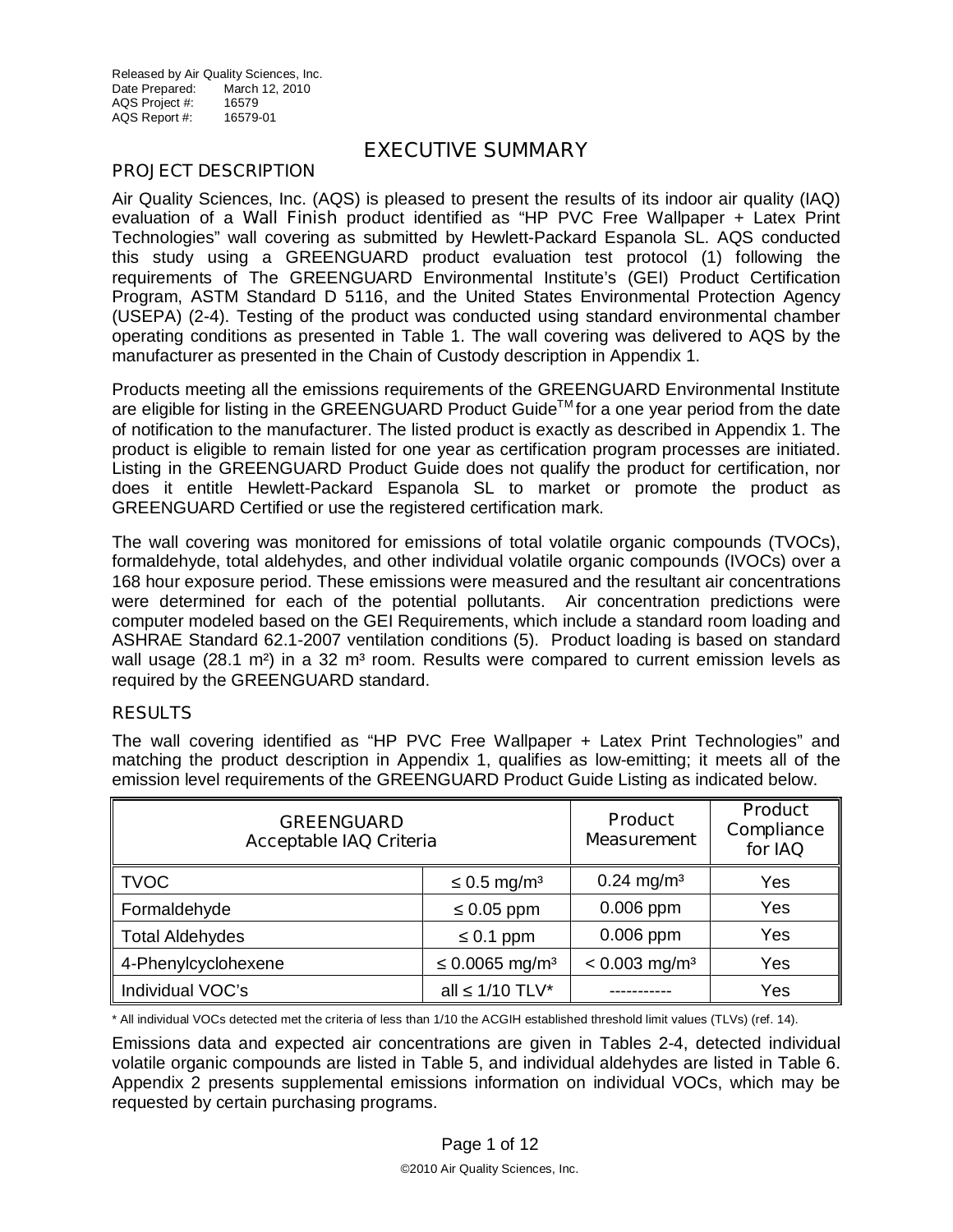Released by Air Quality Sciences, Inc.
Date Prepared: March 12, 2010
AQS Project #: 16579
AQS Report #: 16579-01

# EXECUTIVE SUMMARY

## PROJECT DESCRIPTION

Air Quality Sciences, Inc. (AQS) is pleased to present the results of its indoor air quality (IAQ) evaluation of a Wall Finish product identified as "HP PVC Free Wallpaper + Latex Print Technologies" wall covering as submitted by Hewlett-Packard Espanola SL. AQS conducted this study using a GREENGUARD product evaluation test protocol (1) following the requirements of The GREENGUARD Environmental Institute's (GEI) Product Certification Program, ASTM Standard D 5116, and the United States Environmental Protection Agency (USEPA) (2-4). Testing of the product was conducted using standard environmental chamber operating conditions as presented in Table 1. The wall covering was delivered to AQS by the manufacturer as presented in the Chain of Custody description in Appendix 1.

Products meeting all the emissions requirements of the GREENGUARD Environmental Institute are eligible for listing in the GREENGUARD Product Guide™ for a one year period from the date of notification to the manufacturer. The listed product is exactly as described in Appendix 1. The product is eligible to remain listed for one year as certification program processes are initiated. Listing in the GREENGUARD Product Guide does not qualify the product for certification, nor does it entitle Hewlett-Packard Espanola SL to market or promote the product as GREENGUARD Certified or use the registered certification mark.

The wall covering was monitored for emissions of total volatile organic compounds (TVOCs), formaldehyde, total aldehydes, and other individual volatile organic compounds (IVOCs) over a 168 hour exposure period. These emissions were measured and the resultant air concentrations were determined for each of the potential pollutants. Air concentration predictions were computer modeled based on the GEI Requirements, which include a standard room loading and ASHRAE Standard 62.1-2007 ventilation conditions (5). Product loading is based on standard wall usage (28.1 m²) in a 32 m³ room. Results were compared to current emission levels as required by the GREENGUARD standard.

## RESULTS

The wall covering identified as "HP PVC Free Wallpaper + Latex Print Technologies" and matching the product description in Appendix 1, qualifies as low-emitting; it meets all of the emission level requirements of the GREENGUARD Product Guide Listing as indicated below.

| GREENGUARD Acceptable IAQ Criteria | | Product Measurement | Product Compliance for IAQ |
|---|---|---|---|
| TVOC | ≤ 0.5 mg/m³ | 0.24 mg/m³ | Yes |
| Formaldehyde | ≤ 0.05 ppm | 0.006 ppm | Yes |
| Total Aldehydes | ≤ 0.1 ppm | 0.006 ppm | Yes |
| 4-Phenylcyclohexene | ≤ 0.0065 mg/m³ | < 0.003 mg/m³ | Yes |
| Individual VOC's | all ≤ 1/10 TLV* | ----------- | Yes |

\* All individual VOCs detected met the criteria of less than 1/10 the ACGIH established threshold limit values (TLVs) (ref. 14).

Emissions data and expected air concentrations are given in Tables 2-4, detected individual volatile organic compounds are listed in Table 5, and individual aldehydes are listed in Table 6. Appendix 2 presents supplemental emissions information on individual VOCs, which may be requested by certain purchasing programs.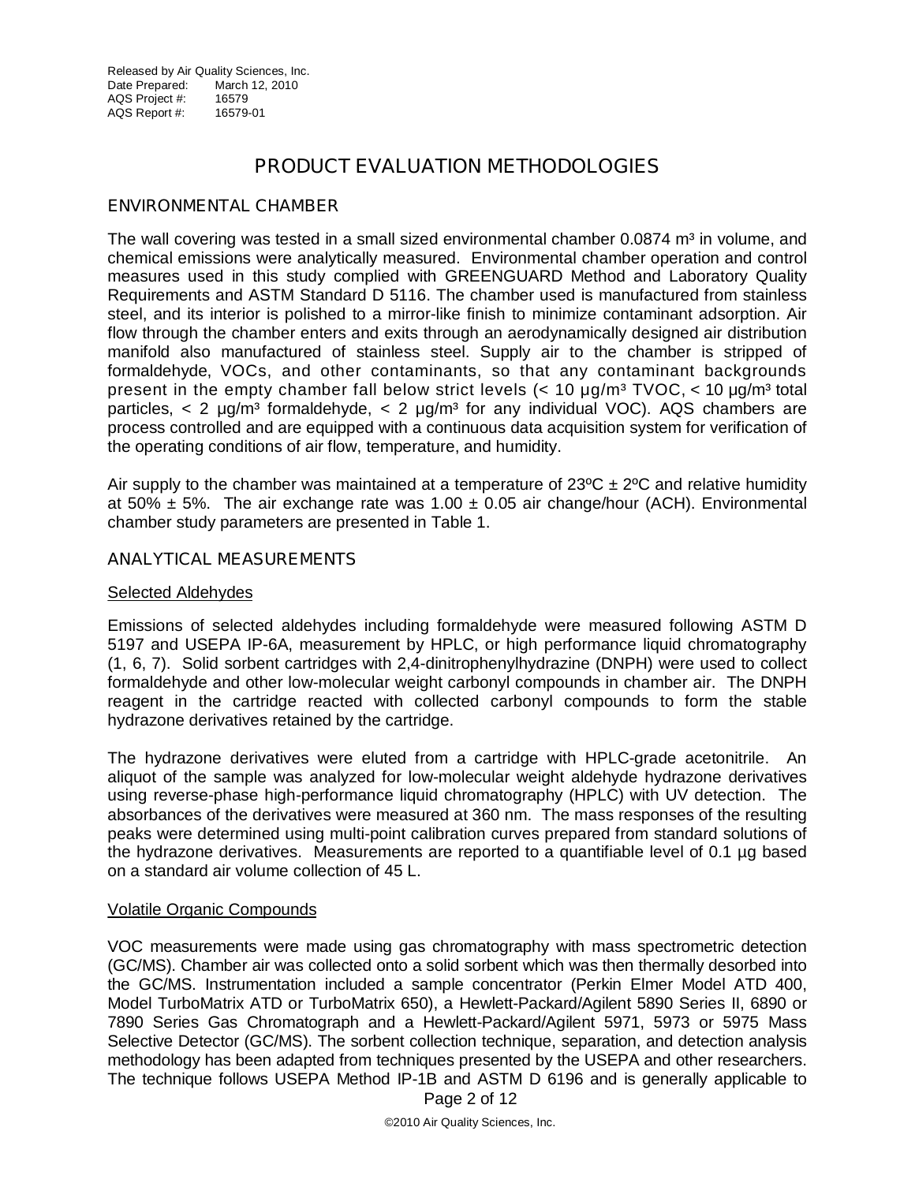Released by Air Quality Sciences, Inc.
Date Prepared: March 12, 2010
AQS Project #: 16579
AQS Report #: 16579-01

# PRODUCT EVALUATION METHODOLOGIES

## ENVIRONMENTAL CHAMBER

The wall covering was tested in a small sized environmental chamber 0.0874 $m^3$ in volume, and chemical emissions were analytically measured. Environmental chamber operation and control measures used in this study complied with GREENGUARD Method and Laboratory Quality Requirements and ASTM Standard D 5116. The chamber used is manufactured from stainless steel, and its interior is polished to a mirror-like finish to minimize contaminant adsorption. Air flow through the chamber enters and exits through an aerodynamically designed air distribution manifold also manufactured of stainless steel. Supply air to the chamber is stripped of formaldehyde, VOCs, and other contaminants, so that any contaminant backgrounds present in the empty chamber fall below strict levels (< 10 µg/$m^3$ TVOC, < 10 µg/$m^3$ total particles, < 2 µg/$m^3$ formaldehyde, < 2 µg/$m^3$ for any individual VOC). AQS chambers are process controlled and are equipped with a continuous data acquisition system for verification of the operating conditions of air flow, temperature, and humidity.

Air supply to the chamber was maintained at a temperature of 23ºC ± 2ºC and relative humidity at 50% ± 5%. The air exchange rate was 1.00 ± 0.05 air change/hour (ACH). Environmental chamber study parameters are presented in Table 1.

## ANALYTICAL MEASUREMENTS

### Selected Aldehydes

Emissions of selected aldehydes including formaldehyde were measured following ASTM D 5197 and USEPA IP-6A, measurement by HPLC, or high performance liquid chromatography (1, 6, 7). Solid sorbent cartridges with 2,4-dinitrophenylhydrazine (DNPH) were used to collect formaldehyde and other low-molecular weight carbonyl compounds in chamber air. The DNPH reagent in the cartridge reacted with collected carbonyl compounds to form the stable hydrazone derivatives retained by the cartridge.

The hydrazone derivatives were eluted from a cartridge with HPLC-grade acetonitrile. An aliquot of the sample was analyzed for low-molecular weight aldehyde hydrazone derivatives using reverse-phase high-performance liquid chromatography (HPLC) with UV detection. The absorbances of the derivatives were measured at 360 nm. The mass responses of the resulting peaks were determined using multi-point calibration curves prepared from standard solutions of the hydrazone derivatives. Measurements are reported to a quantifiable level of 0.1 µg based on a standard air volume collection of 45 L.

### Volatile Organic Compounds

VOC measurements were made using gas chromatography with mass spectrometric detection (GC/MS). Chamber air was collected onto a solid sorbent which was then thermally desorbed into the GC/MS. Instrumentation included a sample concentrator (Perkin Elmer Model ATD 400, Model TurboMatrix ATD or TurboMatrix 650), a Hewlett-Packard/Agilent 5890 Series II, 6890 or 7890 Series Gas Chromatograph and a Hewlett-Packard/Agilent 5971, 5973 or 5975 Mass Selective Detector (GC/MS). The sorbent collection technique, separation, and detection analysis methodology has been adapted from techniques presented by the USEPA and other researchers. The technique follows USEPA Method IP-1B and ASTM D 6196 and is generally applicable to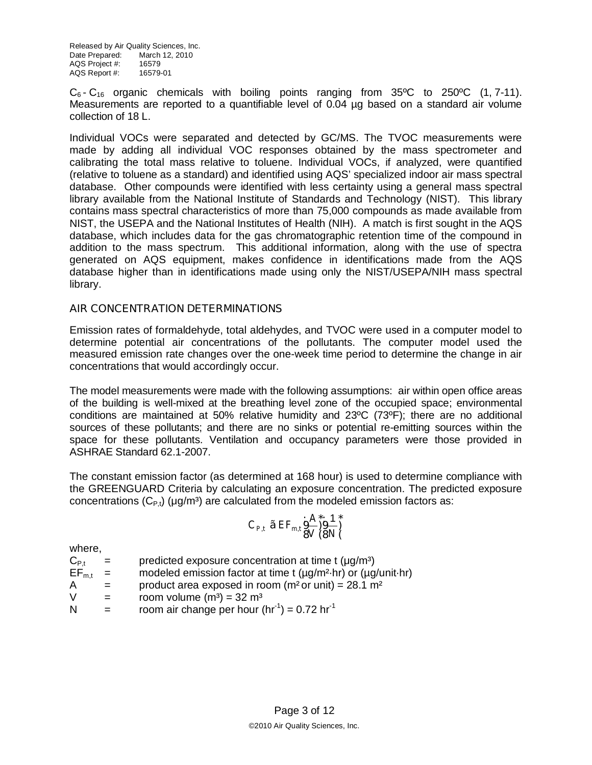$C_6$ - $C_{16}$ organic chemicals with boiling points ranging from 35ºC to 250ºC (1, 7-11). Measurements are reported to a quantifiable level of 0.04 µg based on a standard air volume collection of 18 L.

Individual VOCs were separated and detected by GC/MS. The TVOC measurements were made by adding all individual VOC responses obtained by the mass spectrometer and calibrating the total mass relative to toluene. Individual VOCs, if analyzed, were quantified (relative to toluene as a standard) and identified using AQS' specialized indoor air mass spectral database. Other compounds were identified with less certainty using a general mass spectral library available from the National Institute of Standards and Technology (NIST). This library contains mass spectral characteristics of more than 75,000 compounds as made available from NIST, the USEPA and the National Institutes of Health (NIH). A match is first sought in the AQS database, which includes data for the gas chromatographic retention time of the compound in addition to the mass spectrum. This additional information, along with the use of spectra generated on AQS equipment, makes confidence in identifications made from the AQS database higher than in identifications made using only the NIST/USEPA/NIH mass spectral library.

## AIR CONCENTRATION DETERMINATIONS

Emission rates of formaldehyde, total aldehydes, and TVOC were used in a computer model to determine potential air concentrations of the pollutants. The computer model used the measured emission rate changes over the one-week time period to determine the change in air concentrations that would accordingly occur.

The model measurements were made with the following assumptions: air within open office areas of the building is well-mixed at the breathing level zone of the occupied space; environmental conditions are maintained at 50% relative humidity and 23ºC (73ºF); there are no additional sources of these pollutants; and there are no sinks or potential re-emitting sources within the space for these pollutants. Ventilation and occupancy parameters were those provided in ASHRAE Standard 62.1-2007.

The constant emission factor (as determined at 168 hour) is used to determine compliance with the GREENGUARD Criteria by calculating an exposure concentration. The predicted exposure concentrations ($C_{P,t}$) (µg/m³) are calculated from the modeled emission factors as:

$$C_{P,t} = EF_{m,t}\left(\frac{A}{V}\right)\left(\frac{1}{N}\right)$$

where,

| | | |
|---|---|---|
| $C_{P,t}$ | = | predicted exposure concentration at time t (µg/m³) |
| $EF_{m,t}$ | = | modeled emission factor at time t (µg/m²·hr) or (µg/unit·hr) |
| A | = | product area exposed in room (m² or unit) = 28.1 m² |
| V | = | room volume (m³) = 32 m³ |
| N | = | room air change per hour ($hr^{-1}$) = 0.72 $hr^{-1}$ |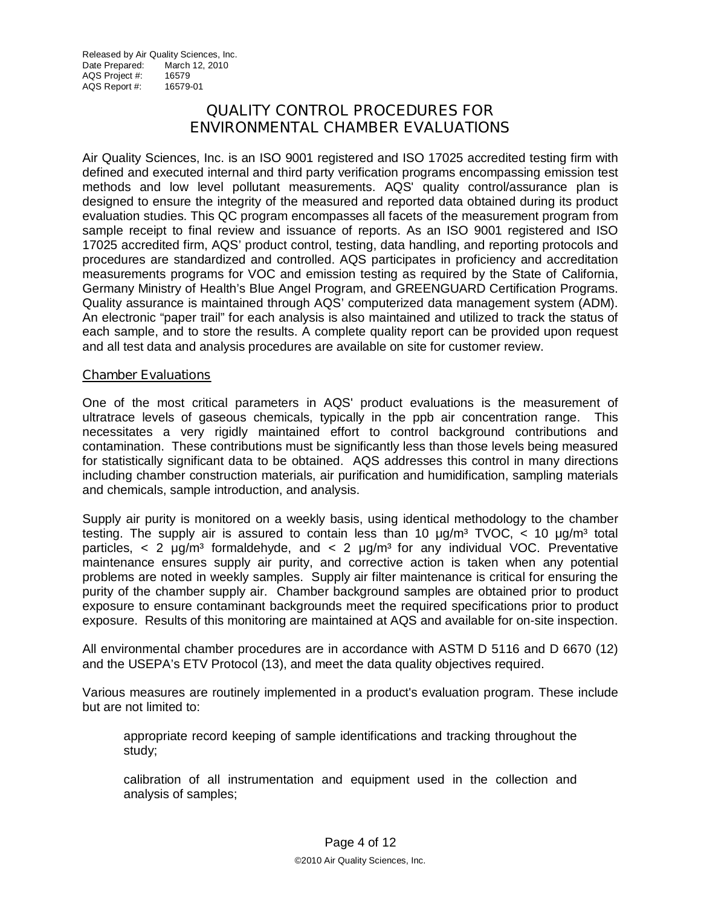Released by Air Quality Sciences, Inc.
Date Prepared: March 12, 2010
AQS Project #: 16579
AQS Report #: 16579-01

# QUALITY CONTROL PROCEDURES FOR ENVIRONMENTAL CHAMBER EVALUATIONS

Air Quality Sciences, Inc. is an ISO 9001 registered and ISO 17025 accredited testing firm with defined and executed internal and third party verification programs encompassing emission test methods and low level pollutant measurements. AQS' quality control/assurance plan is designed to ensure the integrity of the measured and reported data obtained during its product evaluation studies. This QC program encompasses all facets of the measurement program from sample receipt to final review and issuance of reports. As an ISO 9001 registered and ISO 17025 accredited firm, AQS' product control, testing, data handling, and reporting protocols and procedures are standardized and controlled. AQS participates in proficiency and accreditation measurements programs for VOC and emission testing as required by the State of California, Germany Ministry of Health's Blue Angel Program, and GREENGUARD Certification Programs. Quality assurance is maintained through AQS' computerized data management system (ADM). An electronic "paper trail" for each analysis is also maintained and utilized to track the status of each sample, and to store the results. A complete quality report can be provided upon request and all test data and analysis procedures are available on site for customer review.

## Chamber Evaluations

One of the most critical parameters in AQS' product evaluations is the measurement of ultratrace levels of gaseous chemicals, typically in the ppb air concentration range. This necessitates a very rigidly maintained effort to control background contributions and contamination. These contributions must be significantly less than those levels being measured for statistically significant data to be obtained. AQS addresses this control in many directions including chamber construction materials, air purification and humidification, sampling materials and chemicals, sample introduction, and analysis.

Supply air purity is monitored on a weekly basis, using identical methodology to the chamber testing. The supply air is assured to contain less than 10 µg/m³ TVOC, < 10 µg/m³ total particles, < 2 µg/m³ formaldehyde, and < 2 µg/m³ for any individual VOC. Preventative maintenance ensures supply air purity, and corrective action is taken when any potential problems are noted in weekly samples. Supply air filter maintenance is critical for ensuring the purity of the chamber supply air. Chamber background samples are obtained prior to product exposure to ensure contaminant backgrounds meet the required specifications prior to product exposure. Results of this monitoring are maintained at AQS and available for on-site inspection.

All environmental chamber procedures are in accordance with ASTM D 5116 and D 6670 (12) and the USEPA's ETV Protocol (13), and meet the data quality objectives required.

Various measures are routinely implemented in a product's evaluation program. These include but are not limited to:

- appropriate record keeping of sample identifications and tracking throughout the study;
- calibration of all instrumentation and equipment used in the collection and analysis of samples;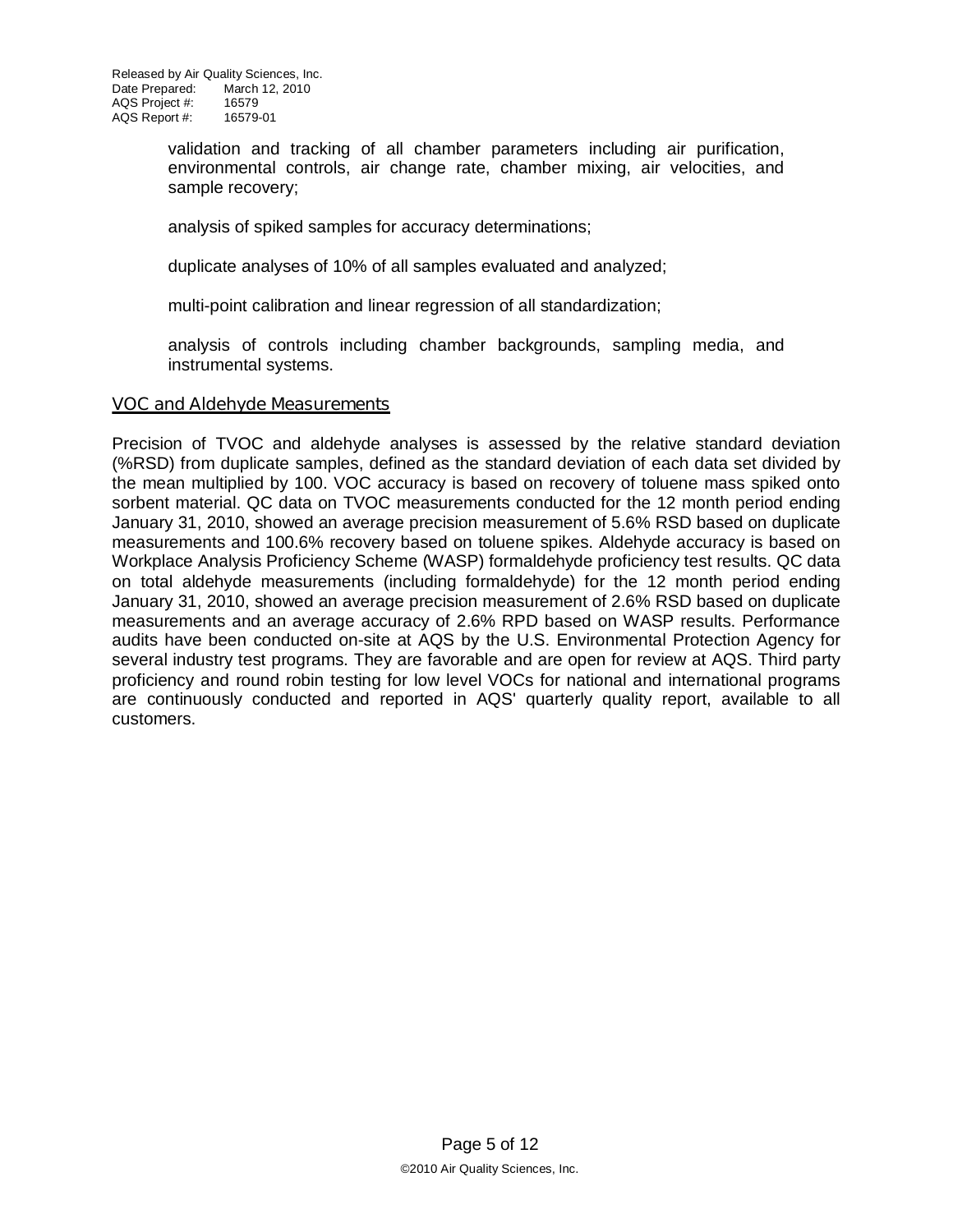validation and tracking of all chamber parameters including air purification, environmental controls, air change rate, chamber mixing, air velocities, and sample recovery;

analysis of spiked samples for accuracy determinations;

duplicate analyses of 10% of all samples evaluated and analyzed;

multi-point calibration and linear regression of all standardization;

analysis of controls including chamber backgrounds, sampling media, and instrumental systems.

## VOC and Aldehyde Measurements

Precision of TVOC and aldehyde analyses is assessed by the relative standard deviation (%RSD) from duplicate samples, defined as the standard deviation of each data set divided by the mean multiplied by 100. VOC accuracy is based on recovery of toluene mass spiked onto sorbent material. QC data on TVOC measurements conducted for the 12 month period ending January 31, 2010, showed an average precision measurement of 5.6% RSD based on duplicate measurements and 100.6% recovery based on toluene spikes. Aldehyde accuracy is based on Workplace Analysis Proficiency Scheme (WASP) formaldehyde proficiency test results. QC data on total aldehyde measurements (including formaldehyde) for the 12 month period ending January 31, 2010, showed an average precision measurement of 2.6% RSD based on duplicate measurements and an average accuracy of 2.6% RPD based on WASP results. Performance audits have been conducted on-site at AQS by the U.S. Environmental Protection Agency for several industry test programs. They are favorable and are open for review at AQS. Third party proficiency and round robin testing for low level VOCs for national and international programs are continuously conducted and reported in AQS' quarterly quality report, available to all customers.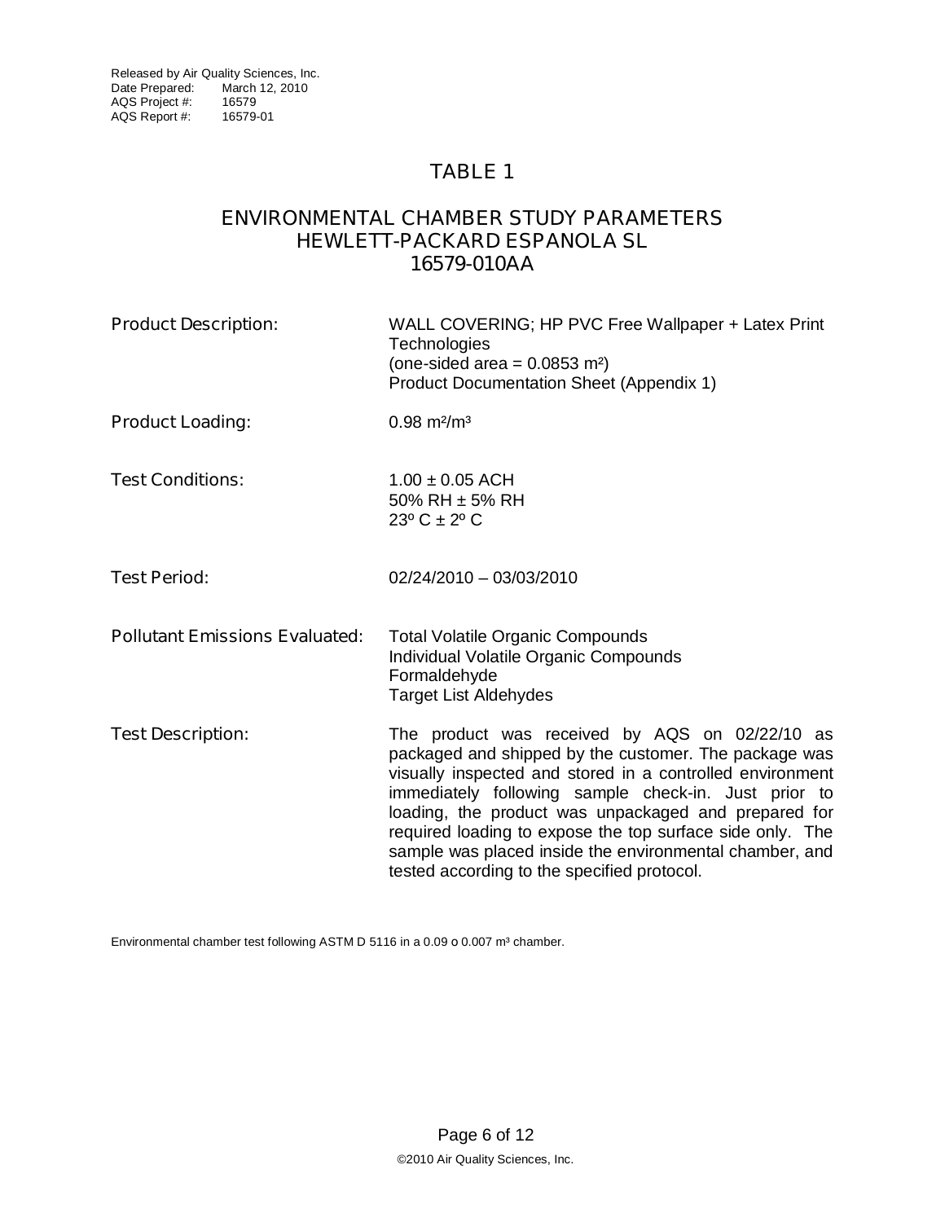Released by Air Quality Sciences, Inc.
Date Prepared: March 12, 2010
AQS Project #: 16579
AQS Report #: 16579-01

# TABLE 1

## ENVIRONMENTAL CHAMBER STUDY PARAMETERS
## HEWLETT-PACKARD ESPANOLA SL
## 16579-010AA

| | |
|---|---|
| **Product Description:** | WALL COVERING; HP PVC Free Wallpaper + Latex Print Technologies<br>(one-sided area = $0.0853\ m^2$)<br>Product Documentation Sheet (Appendix 1) |
| **Product Loading:** | $0.98\ m^2/m^3$ |
| **Test Conditions:** | 1.00 ± 0.05 ACH<br>50% RH ± 5% RH<br>23º C ± 2º C |
| **Test Period:** | 02/24/2010 – 03/03/2010 |
| **Pollutant Emissions Evaluated:** | Total Volatile Organic Compounds<br>Individual Volatile Organic Compounds<br>Formaldehyde<br>Target List Aldehydes |
| **Test Description:** | The product was received by AQS on 02/22/10 as packaged and shipped by the customer. The package was visually inspected and stored in a controlled environment immediately following sample check-in. Just prior to loading, the product was unpackaged and prepared for required loading to expose the top surface side only. The sample was placed inside the environmental chamber, and tested according to the specified protocol. |

Environmental chamber test following ASTM D 5116 in a 0.09 o 0.007 $m^3$ chamber.

©2010 Air Quality Sciences, Inc.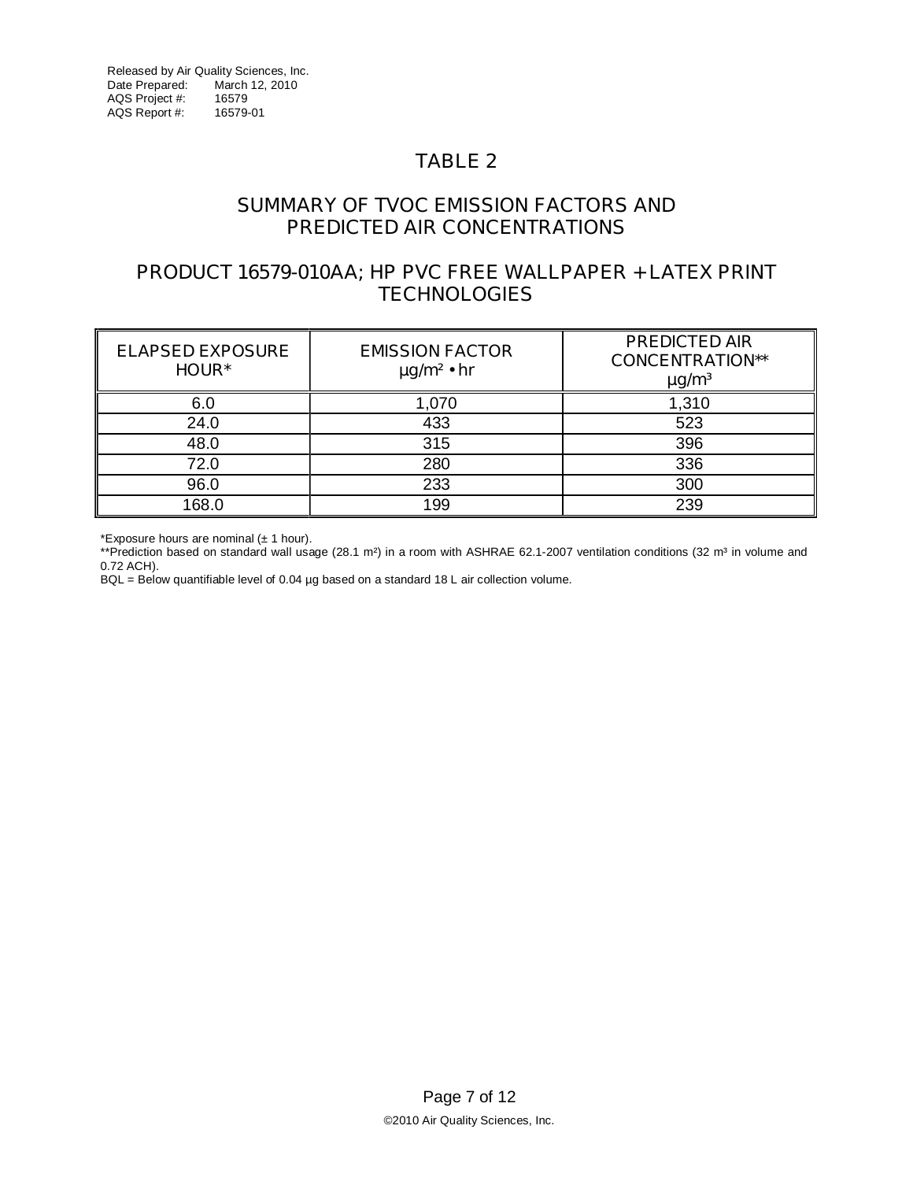Released by Air Quality Sciences, Inc.
Date Prepared: March 12, 2010
AQS Project #: 16579
AQS Report #: 16579-01

# TABLE 2

## SUMMARY OF TVOC EMISSION FACTORS AND PREDICTED AIR CONCENTRATIONS

## PRODUCT 16579-010AA; HP PVC FREE WALLPAPER + LATEX PRINT TECHNOLOGIES

| ELAPSED EXPOSURE HOUR* | EMISSION FACTOR $\mu g/m^2 \cdot hr$ | PREDICTED AIR CONCENTRATION** $\mu g/m^3$ |
|---|---|---|
| 6.0 | 1,070 | 1,310 |
| 24.0 | 433 | 523 |
| 48.0 | 315 | 396 |
| 72.0 | 280 | 336 |
| 96.0 | 233 | 300 |
| 168.0 | 199 | 239 |

*Exposure hours are nominal (± 1 hour).

**Prediction based on standard wall usage (28.1 $m^2$) in a room with ASHRAE 62.1-2007 ventilation conditions (32 $m^3$ in volume and 0.72 ACH).

BQL = Below quantifiable level of 0.04 µg based on a standard 18 L air collection volume.

©2010 Air Quality Sciences, Inc.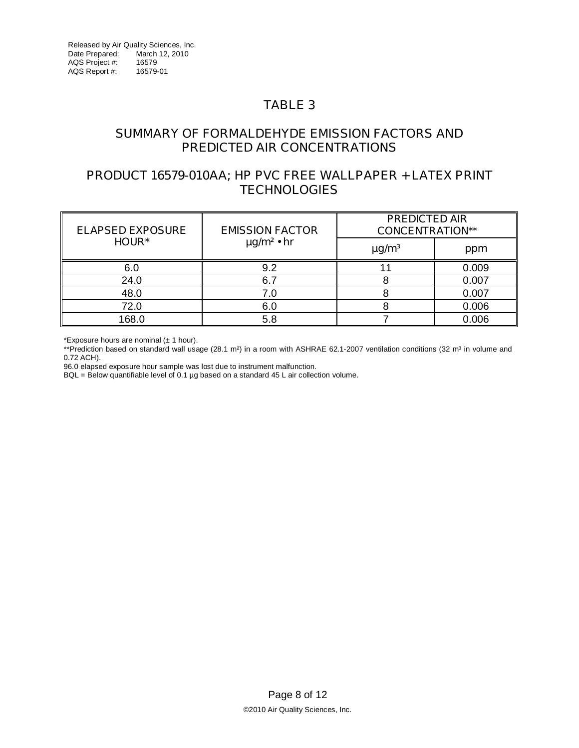Released by Air Quality Sciences, Inc.
Date Prepared: March 12, 2010
AQS Project #: 16579
AQS Report #: 16579-01

# TABLE 3

## SUMMARY OF FORMALDEHYDE EMISSION FACTORS AND PREDICTED AIR CONCENTRATIONS

## PRODUCT 16579-010AA; HP PVC FREE WALLPAPER + LATEX PRINT TECHNOLOGIES

| ELAPSED EXPOSURE HOUR* | EMISSION FACTOR µg/m² • hr | PREDICTED AIR CONCENTRATION** | |
|---|---|---|---|
| | | µg/m³ | ppm |
| 6.0 | 9.2 | 11 | 0.009 |
| 24.0 | 6.7 | 8 | 0.007 |
| 48.0 | 7.0 | 8 | 0.007 |
| 72.0 | 6.0 | 8 | 0.006 |
| 168.0 | 5.8 | 7 | 0.006 |

*Exposure hours are nominal (± 1 hour).
**Prediction based on standard wall usage (28.1 m²) in a room with ASHRAE 62.1-2007 ventilation conditions (32 m³ in volume and 0.72 ACH).
96.0 elapsed exposure hour sample was lost due to instrument malfunction.
BQL = Below quantifiable level of 0.1 µg based on a standard 45 L air collection volume.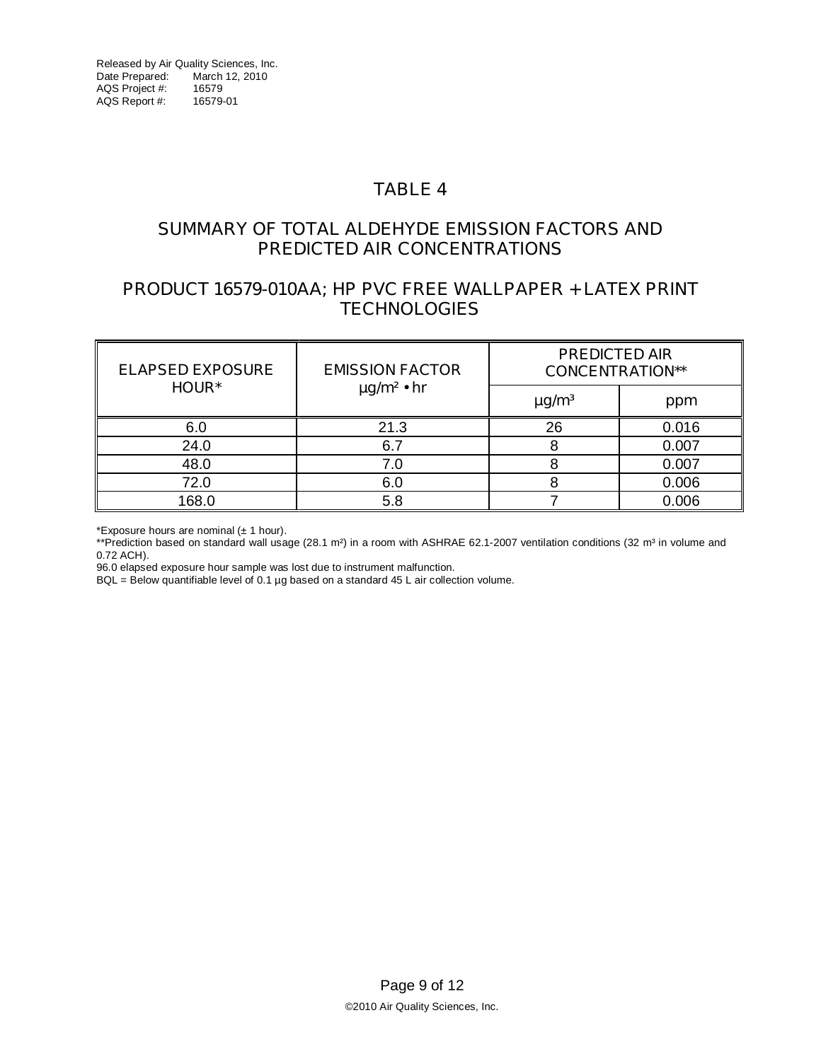Released by Air Quality Sciences, Inc.
Date Prepared: March 12, 2010
AQS Project #: 16579
AQS Report #: 16579-01

# TABLE 4

## SUMMARY OF TOTAL ALDEHYDE EMISSION FACTORS AND PREDICTED AIR CONCENTRATIONS

## PRODUCT 16579-010AA; HP PVC FREE WALLPAPER + LATEX PRINT TECHNOLOGIES

| ELAPSED EXPOSURE HOUR* | EMISSION FACTOR µg/m² • hr | PREDICTED AIR CONCENTRATION** | |
|---|---|---|---|
| | | µg/m³ | ppm |
| 6.0 | 21.3 | 26 | 0.016 |
| 24.0 | 6.7 | 8 | 0.007 |
| 48.0 | 7.0 | 8 | 0.007 |
| 72.0 | 6.0 | 8 | 0.006 |
| 168.0 | 5.8 | 7 | 0.006 |

*Exposure hours are nominal (± 1 hour).
**Prediction based on standard wall usage (28.1 m²) in a room with ASHRAE 62.1-2007 ventilation conditions (32 m³ in volume and 0.72 ACH).
96.0 elapsed exposure hour sample was lost due to instrument malfunction.
BQL = Below quantifiable level of 0.1 µg based on a standard 45 L air collection volume.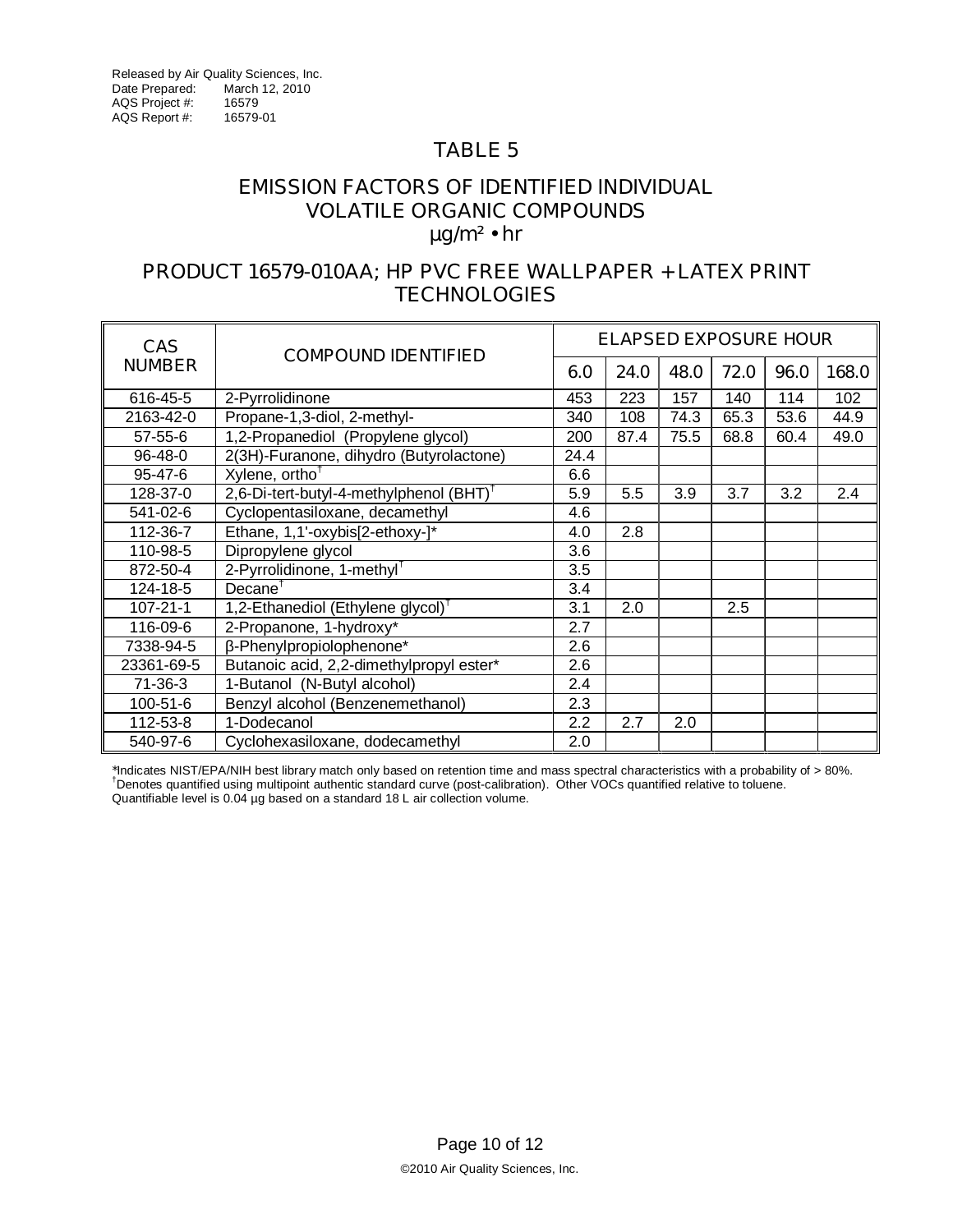Released by Air Quality Sciences, Inc.
Date Prepared: March 12, 2010
AQS Project #: 16579
AQS Report #: 16579-01

# TABLE 5

## EMISSION FACTORS OF IDENTIFIED INDIVIDUAL VOLATILE ORGANIC COMPOUNDS
## µg/m² • hr

## PRODUCT 16579-010AA; HP PVC FREE WALLPAPER + LATEX PRINT TECHNOLOGIES

| CAS NUMBER | COMPOUND IDENTIFIED | ELAPSED EXPOSURE HOUR | | | | | |
|---|---|---|---|---|---|---|---|
| | | 6.0 | 24.0 | 48.0 | 72.0 | 96.0 | 168.0 |
| 616-45-5 | 2-Pyrrolidinone | 453 | 223 | 157 | 140 | 114 | 102 |
| 2163-42-0 | Propane-1,3-diol, 2-methyl- | 340 | 108 | 74.3 | 65.3 | 53.6 | 44.9 |
| 57-55-6 | 1,2-Propanediol (Propylene glycol) | 200 | 87.4 | 75.5 | 68.8 | 60.4 | 49.0 |
| 96-48-0 | 2(3H)-Furanone, dihydro (Butyrolactone) | 24.4 | | | | | |
| 95-47-6 | Xylene, ortho† | 6.6 | | | | | |
| 128-37-0 | 2,6-Di-tert-butyl-4-methylphenol (BHT)† | 5.9 | 5.5 | 3.9 | 3.7 | 3.2 | 2.4 |
| 541-02-6 | Cyclopentasiloxane, decamethyl | 4.6 | | | | | |
| 112-36-7 | Ethane, 1,1'-oxybis[2-ethoxy-]* | 4.0 | 2.8 | | | | |
| 110-98-5 | Dipropylene glycol | 3.6 | | | | | |
| 872-50-4 | 2-Pyrrolidinone, 1-methyl† | 3.5 | | | | | |
| 124-18-5 | Decane† | 3.4 | | | | | |
| 107-21-1 | 1,2-Ethanediol (Ethylene glycol)† | 3.1 | 2.0 | | 2.5 | | |
| 116-09-6 | 2-Propanone, 1-hydroxy* | 2.7 | | | | | |
| 7338-94-5 | β-Phenylpropiolophenone* | 2.6 | | | | | |
| 23361-69-5 | Butanoic acid, 2,2-dimethylpropyl ester* | 2.6 | | | | | |
| 71-36-3 | 1-Butanol (N-Butyl alcohol) | 2.4 | | | | | |
| 100-51-6 | Benzyl alcohol (Benzenemethanol) | 2.3 | | | | | |
| 112-53-8 | 1-Dodecanol | 2.2 | 2.7 | 2.0 | | | |
| 540-97-6 | Cyclohexasiloxane, dodecamethyl | 2.0 | | | | | |

*Indicates NIST/EPA/NIH best library match only based on retention time and mass spectral characteristics with a probability of > 80%.
†Denotes quantified using multipoint authentic standard curve (post-calibration). Other VOCs quantified relative to toluene.
Quantifiable level is 0.04 µg based on a standard 18 L air collection volume.

©2010 Air Quality Sciences, Inc.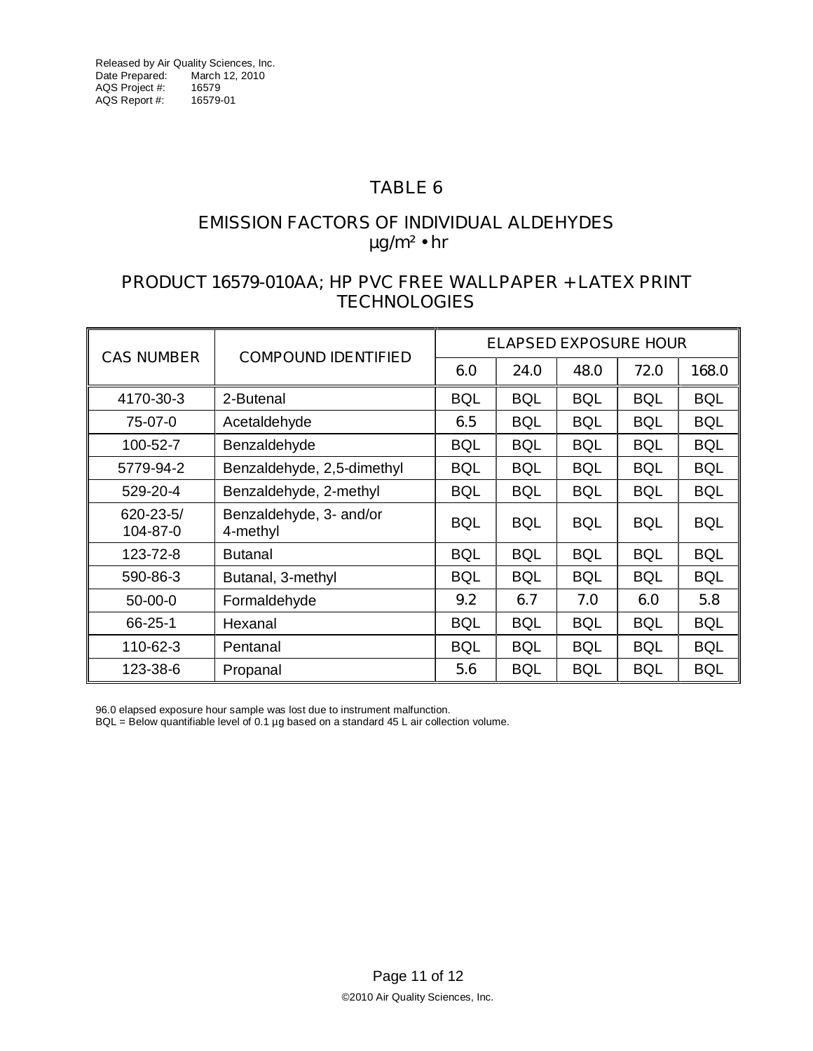Released by Air Quality Sciences, Inc.
Date Prepared: March 12, 2010
AQS Project #: 16579
AQS Report #: 16579-01

# TABLE 6

## EMISSION FACTORS OF INDIVIDUAL ALDEHYDES
## μg/m² • hr

## PRODUCT 16579-010AA; HP PVC FREE WALLPAPER + LATEX PRINT TECHNOLOGIES

| CAS NUMBER | COMPOUND IDENTIFIED | ELAPSED EXPOSURE HOUR | | | | |
|---|---|---|---|---|---|---|
| | | 6.0 | 24.0 | 48.0 | 72.0 | 168.0 |
| 4170-30-3 | 2-Butenal | BQL | BQL | BQL | BQL | BQL |
| 75-07-0 | Acetaldehyde | 6.5 | BQL | BQL | BQL | BQL |
| 100-52-7 | Benzaldehyde | BQL | BQL | BQL | BQL | BQL |
| 5779-94-2 | Benzaldehyde, 2,5-dimethyl | BQL | BQL | BQL | BQL | BQL |
| 529-20-4 | Benzaldehyde, 2-methyl | BQL | BQL | BQL | BQL | BQL |
| 620-23-5/ 104-87-0 | Benzaldehyde, 3- and/or 4-methyl | BQL | BQL | BQL | BQL | BQL |
| 123-72-8 | Butanal | BQL | BQL | BQL | BQL | BQL |
| 590-86-3 | Butanal, 3-methyl | BQL | BQL | BQL | BQL | BQL |
| 50-00-0 | Formaldehyde | 9.2 | 6.7 | 7.0 | 6.0 | 5.8 |
| 66-25-1 | Hexanal | BQL | BQL | BQL | BQL | BQL |
| 110-62-3 | Pentanal | BQL | BQL | BQL | BQL | BQL |
| 123-38-6 | Propanal | 5.6 | BQL | BQL | BQL | BQL |

96.0 elapsed exposure hour sample was lost due to instrument malfunction.
BQL = Below quantifiable level of 0.1 μg based on a standard 45 L air collection volume.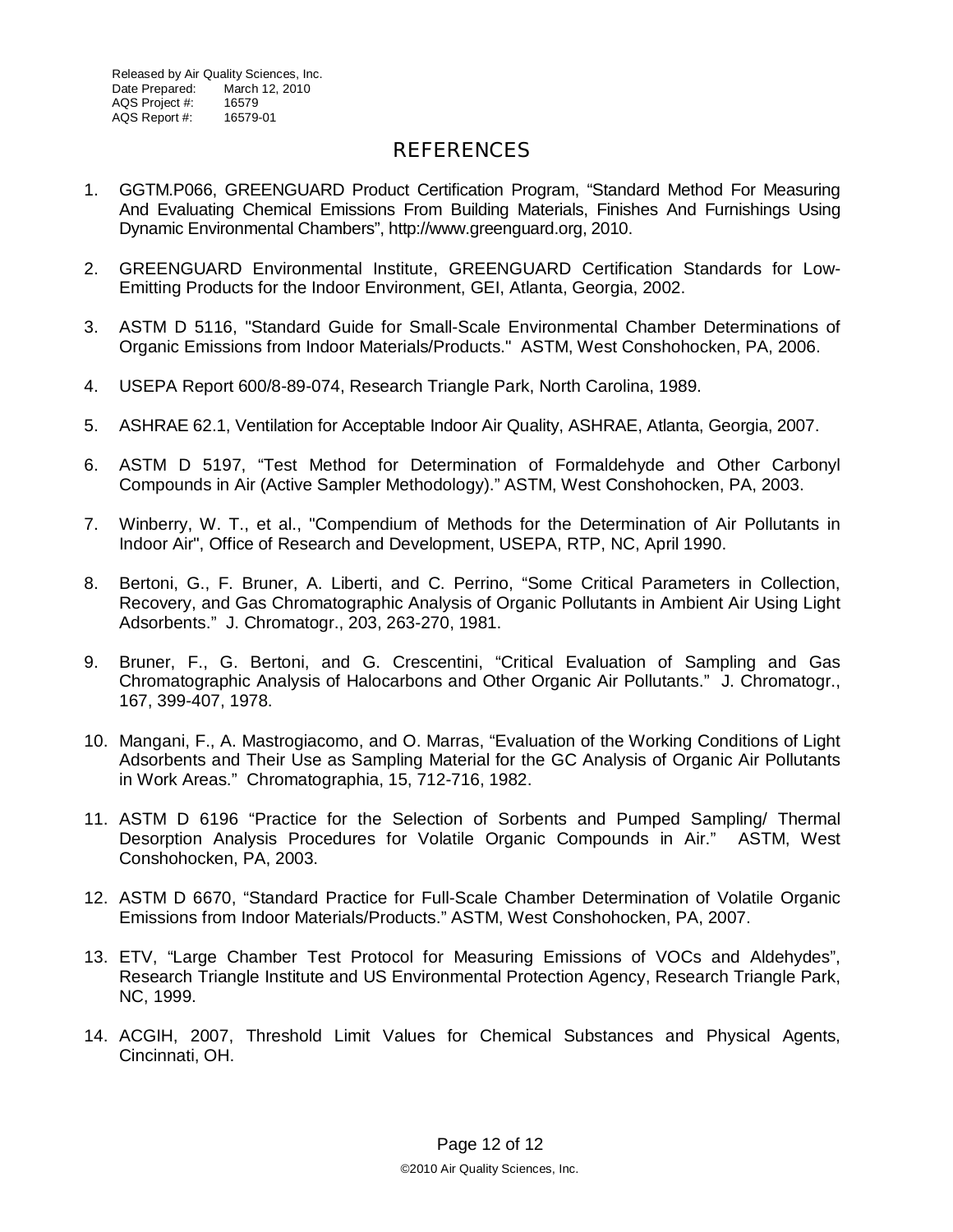# REFERENCES

1. GGTM.P066, GREENGUARD Product Certification Program, “Standard Method For Measuring And Evaluating Chemical Emissions From Building Materials, Finishes And Furnishings Using Dynamic Environmental Chambers”, http://www.greenguard.org, 2010.

2. GREENGUARD Environmental Institute, GREENGUARD Certification Standards for Low-Emitting Products for the Indoor Environment, GEI, Atlanta, Georgia, 2002.

3. ASTM D 5116, "Standard Guide for Small-Scale Environmental Chamber Determinations of Organic Emissions from Indoor Materials/Products." ASTM, West Conshohocken, PA, 2006.

4. USEPA Report 600/8-89-074, Research Triangle Park, North Carolina, 1989.

5. ASHRAE 62.1, Ventilation for Acceptable Indoor Air Quality, ASHRAE, Atlanta, Georgia, 2007.

6. ASTM D 5197, “Test Method for Determination of Formaldehyde and Other Carbonyl Compounds in Air (Active Sampler Methodology).” ASTM, West Conshohocken, PA, 2003.

7. Winberry, W. T., et al., "Compendium of Methods for the Determination of Air Pollutants in Indoor Air", Office of Research and Development, USEPA, RTP, NC, April 1990.

8. Bertoni, G., F. Bruner, A. Liberti, and C. Perrino, “Some Critical Parameters in Collection, Recovery, and Gas Chromatographic Analysis of Organic Pollutants in Ambient Air Using Light Adsorbents.” J. Chromatogr., 203, 263-270, 1981.

9. Bruner, F., G. Bertoni, and G. Crescentini, “Critical Evaluation of Sampling and Gas Chromatographic Analysis of Halocarbons and Other Organic Air Pollutants.” J. Chromatogr., 167, 399-407, 1978.

10. Mangani, F., A. Mastrogiacomo, and O. Marras, “Evaluation of the Working Conditions of Light Adsorbents and Their Use as Sampling Material for the GC Analysis of Organic Air Pollutants in Work Areas.” Chromatographia, 15, 712-716, 1982.

11. ASTM D 6196 “Practice for the Selection of Sorbents and Pumped Sampling/ Thermal Desorption Analysis Procedures for Volatile Organic Compounds in Air.” ASTM, West Conshohocken, PA, 2003.

12. ASTM D 6670, “Standard Practice for Full-Scale Chamber Determination of Volatile Organic Emissions from Indoor Materials/Products.” ASTM, West Conshohocken, PA, 2007.

13. ETV, “Large Chamber Test Protocol for Measuring Emissions of VOCs and Aldehydes”, Research Triangle Institute and US Environmental Protection Agency, Research Triangle Park, NC, 1999.

14. ACGIH, 2007, Threshold Limit Values for Chemical Substances and Physical Agents, Cincinnati, OH.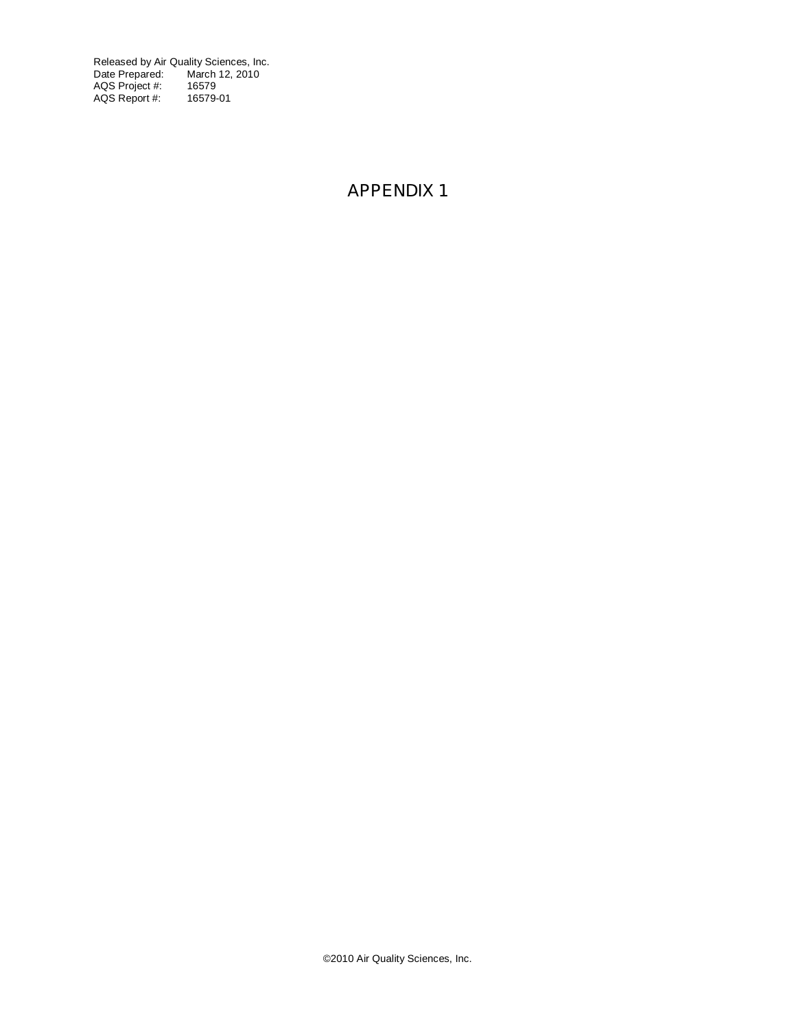# APPENDIX 1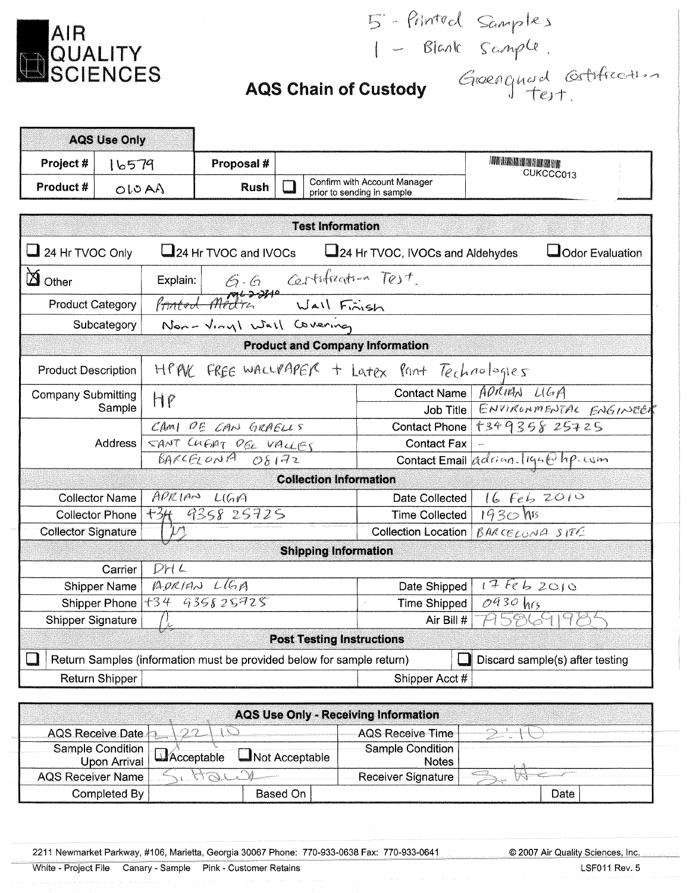AIR QUALITY SCIENCES

5 - Printed Samples
1 - Blank Sample.
Greenguard Certification Test.

# AQS Chain of Custody

| AQS Use Only | | | | |
|---|---|---|---|---|
| Project # | 16579 | Proposal # | | CUKCCC013 |
| Product # | 010AA | Rush | ☐ Confirm with Account Manager prior to sending in sample | |

| Test Information | | | |
|---|---|---|---|
| ☐ 24 Hr TVOC Only | ☐ 24 Hr TVOC and IVOCs | ☐ 24 Hr TVOC, IVOCs and Aldehydes | ☐ Odor Evaluation |
| ☒ Other | Explain: G.G Certification Test. | | |
| Product Category | ~~Printed Media~~ ML2-2310 Wall Finish | | |
| Subcategory | Non-Vinyl Wall Covering | | |

| Product and Company Information | | | |
|---|---|---|---|
| Product Description | HP PVC FREE WALLPAPER + Latex Print Technologies | | |
| Company Submitting Sample | HP | Contact Name | ADRIAN LIGA |
| | | Job Title | ENVIRONMENTAL ENGINEER |
| Address | CAMI DE CAN GRAELLS | Contact Phone | +34 9358 25725 |
| | SANT CUGAT DEL VALLES | Contact Fax | - |
| | BARCELONA 08172 | Contact Email | adrian.liga@hp.com |

| Collection Information | | | |
|---|---|---|---|
| Collector Name | ADRIAN LIGA | Date Collected | 16 Feb 2010 |
| Collector Phone | +34 9358 25725 | Time Collected | 1930 hrs |
| Collector Signature | [signature] | Collection Location | BARCELONA SITE |

| Shipping Information | | | |
|---|---|---|---|
| Carrier | DHL | | |
| Shipper Name | ADRIAN LIGA | Date Shipped | 17 Feb 2010 |
| Shipper Phone | +34 935825725 | Time Shipped | 0930 hrs |
| Shipper Signature | [signature] | Air Bill # | 7958691985 |

| Post Testing Instructions | | | |
|---|---|---|---|
| ☐ Return Samples (information must be provided below for sample return) | | ☐ Discard sample(s) after testing | |
| Return Shipper | | Shipper Acct # | |

| AQS Use Only - Receiving Information | | | | | |
|---|---|---|---|---|---|
| AQS Receive Date | 2/22/10 | | AQS Receive Time | 2:10 | |
| Sample Condition Upon Arrival | ☑ Acceptable | ☐ Not Acceptable | Sample Condition Notes | | |
| AQS Receiver Name | S. Hawk | | Receiver Signature | S. Hawk | |
| Completed By | | Based On | | Date | |

2211 Newmarket Parkway, #106, Marietta, Georgia 30067 Phone: 770-933-0638 Fax: 770-933-0641 © 2007 Air Quality Sciences, Inc.

White - Project File Canary - Sample Pink - Customer Retains LSF011 Rev. 5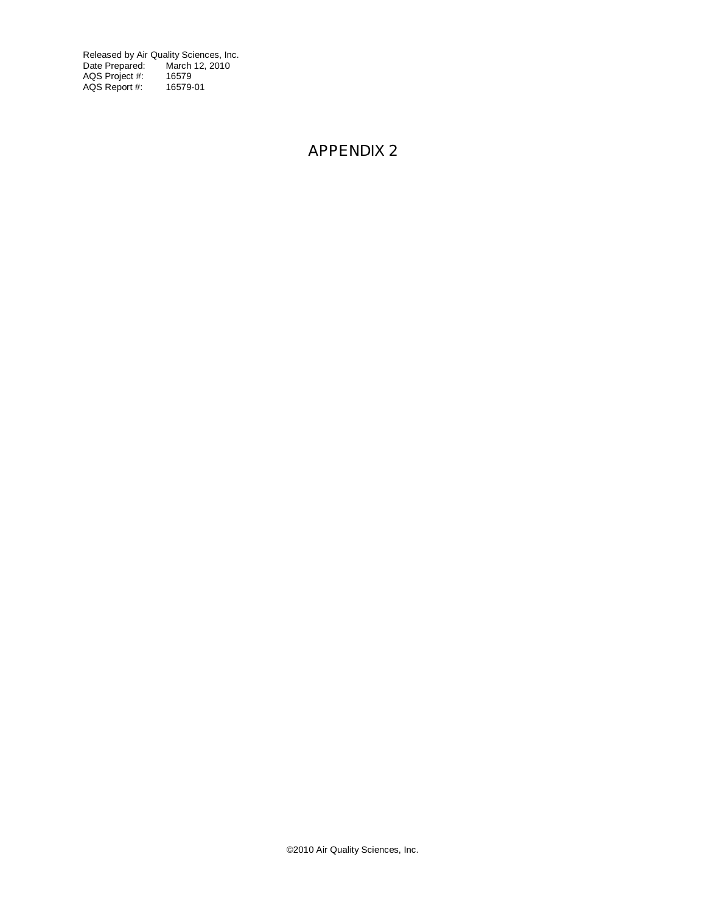Released by Air Quality Sciences, Inc.
Date Prepared: March 12, 2010
AQS Project #: 16579
AQS Report #: 16579-01

# APPENDIX 2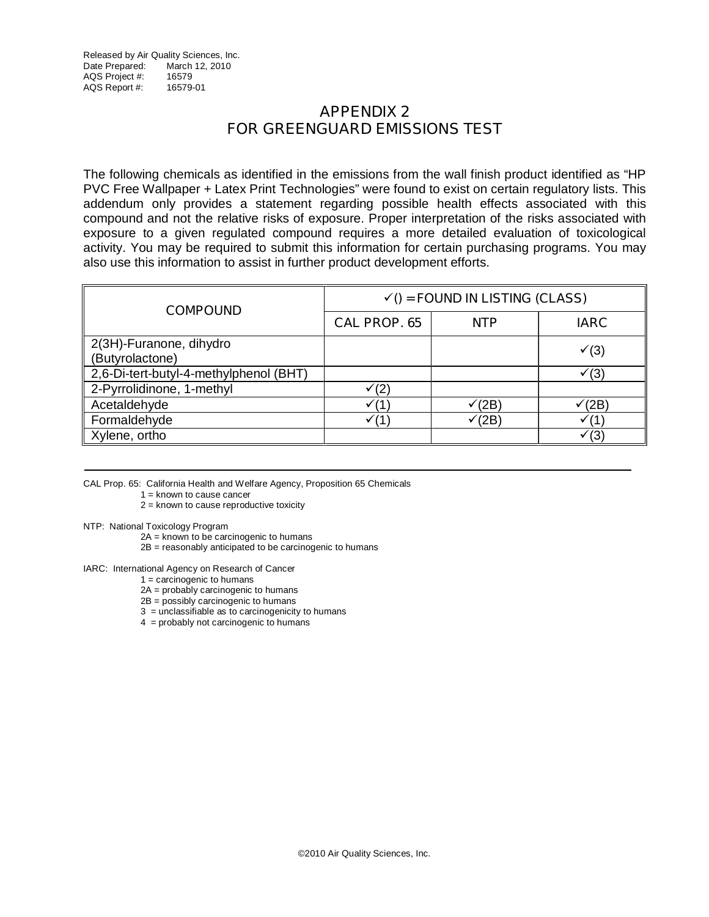Released by Air Quality Sciences, Inc.
Date Prepared: March 12, 2010
AQS Project #: 16579
AQS Report #: 16579-01

# APPENDIX 2
# FOR GREENGUARD EMISSIONS TEST

The following chemicals as identified in the emissions from the wall finish product identified as "HP PVC Free Wallpaper + Latex Print Technologies" were found to exist on certain regulatory lists. This addendum only provides a statement regarding possible health effects associated with this compound and not the relative risks of exposure. Proper interpretation of the risks associated with exposure to a given regulated compound requires a more detailed evaluation of toxicological activity. You may be required to submit this information for certain purchasing programs. You may also use this information to assist in further product development efforts.

| COMPOUND | ✓() = FOUND IN LISTING (CLASS) | | |
|---|---|---|---|
| | CAL PROP. 65 | NTP | IARC |
| 2(3H)-Furanone, dihydro (Butyrolactone) | | | ✓(3) |
| 2,6-Di-tert-butyl-4-methylphenol (BHT) | | | ✓(3) |
| 2-Pyrrolidinone, 1-methyl | ✓(2) | | |
| Acetaldehyde | ✓(1) | ✓(2B) | ✓(2B) |
| Formaldehyde | ✓(1) | ✓(2B) | ✓(1) |
| Xylene, ortho | | | ✓(3) |

CAL Prop. 65: California Health and Welfare Agency, Proposition 65 Chemicals
- 1 = known to cause cancer
- 2 = known to cause reproductive toxicity

NTP: National Toxicology Program
- 2A = known to be carcinogenic to humans
- 2B = reasonably anticipated to be carcinogenic to humans

IARC: International Agency on Research of Cancer
- 1 = carcinogenic to humans
- 2A = probably carcinogenic to humans
- 2B = possibly carcinogenic to humans
- 3 = unclassifiable as to carcinogenicity to humans
- 4 = probably not carcinogenic to humans

©2010 Air Quality Sciences, Inc.